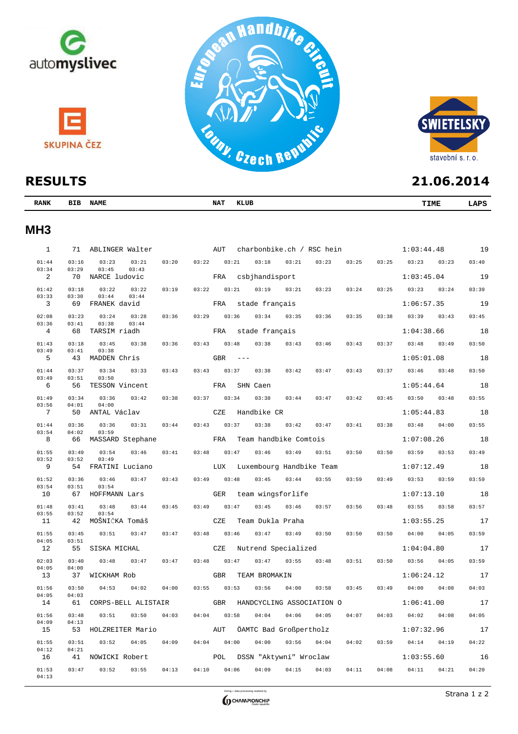automyslivec

SKUPINA ČEZ

European Handbike Circuit
Louny, Czech Republic

SWIETELSKY stavební s. r. o.

# RESULTS

**21.06.2014**

| RANK | BIB | NAME | NAT | KLUB | TIME | LAPS |
|---|---|---|---|---|---|---|

## MH3

| RANK | BIB | NAME | NAT | KLUB | TIME | LAPS |
|---|---|---|---|---|---|---|
| 1 | 71 | ABLINGER Walter | AUT | charbonbike.ch / RSC hein | 1:03:44.48 | 19 |
| | | 01:44 03:16 03:23 03:21 03:20 03:22 03:21 03:18 03:21 03:23 03:25 03:25 03:23 03:23 03:40 03:34 03:29 03:45 03:43 | | | | |
| 2 | 70 | NARCE ludovic | FRA | csbjhandisport | 1:03:45.04 | 19 |
| | | 01:42 03:18 03:22 03:22 03:19 03:22 03:21 03:19 03:21 03:23 03:24 03:25 03:23 03:24 03:39 03:33 03:30 03:44 03:44 | | | | |
| 3 | 69 | FRANEK david | FRA | stade français | 1:06:57.35 | 19 |
| | | 02:08 03:23 03:24 03:28 03:36 03:29 03:36 03:34 03:35 03:36 03:35 03:38 03:39 03:43 03:45 03:36 03:41 03:38 03:44 | | | | |
| 4 | 68 | TARSIM riadh | FRA | stade français | 1:04:38.66 | 18 |
| | | 01:43 03:18 03:45 03:38 03:36 03:43 03:48 03:38 03:43 03:46 03:43 03:37 03:48 03:49 03:50 03:49 03:41 03:38 | | | | |
| 5 | 43 | MADDEN Chris | GBR | --- | 1:05:01.08 | 18 |
| | | 01:44 03:37 03:34 03:33 03:43 03:43 03:37 03:38 03:42 03:47 03:43 03:37 03:46 03:48 03:50 03:49 03:51 03:50 | | | | |
| 6 | 56 | TESSON Vincent | FRA | SHN Caen | 1:05:44.64 | 18 |
| | | 01:49 03:34 03:36 03:42 03:38 03:37 03:34 03:38 03:44 03:47 03:42 03:45 03:50 03:48 03:55 03:56 04:01 04:00 | | | | |
| 7 | 50 | ANTAL Václav | CZE | Handbike CR | 1:05:44.83 | 18 |
| | | 01:44 03:36 03:36 03:31 03:44 03:43 03:37 03:38 03:42 03:47 03:41 03:38 03:48 04:00 03:55 03:54 04:02 03:59 | | | | |
| 8 | 66 | MASSARD Stephane | FRA | Team handbike Comtois | 1:07:08.26 | 18 |
| | | 01:55 03:49 03:54 03:46 03:41 03:48 03:47 03:46 03:49 03:51 03:50 03:50 03:59 03:53 03:49 03:52 03:52 03:49 | | | | |
| 9 | 54 | FRATINI Luciano | LUX | Luxembourg Handbike Team | 1:07:12.49 | 18 |
| | | 01:52 03:36 03:46 03:47 03:43 03:49 03:48 03:45 03:44 03:55 03:59 03:49 03:53 03:59 03:59 03:54 03:51 03:54 | | | | |
| 10 | 67 | HOFFMANN Lars | GER | team wingsforlife | 1:07:13.10 | 18 |
| | | 01:48 03:41 03:48 03:44 03:45 03:49 03:47 03:45 03:46 03:57 03:56 03:48 03:55 03:58 03:57 03:55 03:52 03:54 | | | | |
| 11 | 42 | MOŠNIČKA Tomáš | CZE | Team Dukla Praha | 1:03:55.25 | 17 |
| | | 01:55 03:45 03:51 03:47 03:47 03:48 03:46 03:47 03:49 03:50 03:50 03:50 04:00 04:05 03:59 04:05 03:51 | | | | |
| 12 | 55 | SISKA MICHAL | CZE | Nutrend Specialized | 1:04:04.80 | 17 |
| | | 02:03 03:40 03:48 03:47 03:47 03:48 03:47 03:47 03:55 03:48 03:51 03:50 03:56 04:05 03:59 04:05 04:00 | | | | |
| 13 | 37 | WICKHAM Rob | GBR | TEAM BROMAKIN | 1:06:24.12 | 17 |
| | | 01:56 03:50 04:53 04:02 04:00 03:55 03:53 03:56 04:00 03:58 03:45 03:49 04:00 04:08 04:03 04:05 04:03 | | | | |
| 14 | 61 | CORPS-BELL ALISTAIR | GBR | HANDCYCLING ASSOCIATION O | 1:06:41.00 | 17 |
| | | 01:56 03:48 03:51 03:50 04:03 04:04 03:58 04:04 04:06 04:05 04:07 04:03 04:02 04:08 04:05 04:09 04:13 | | | | |
| 15 | 53 | HOLZREITER Mario | AUT | ÖAMTC Bad Großpertholz | 1:07:32.96 | 17 |
| | | 01:55 03:51 03:52 04:05 04:09 04:04 04:00 04:00 03:56 04:04 04:02 03:59 04:14 04:19 04:22 04:12 04:21 | | | | |
| 16 | 41 | NOWICKI Robert | POL | DSSN "Aktywni" Wroclaw | 1:03:55.60 | 16 |
| | | 01:53 03:47 03:52 03:55 04:13 04:10 04:06 04:09 04:15 04:03 04:11 04:08 04:11 04:21 04:20 04:13 | | | | |

timing + data processing realized by CHAMPIONCHIP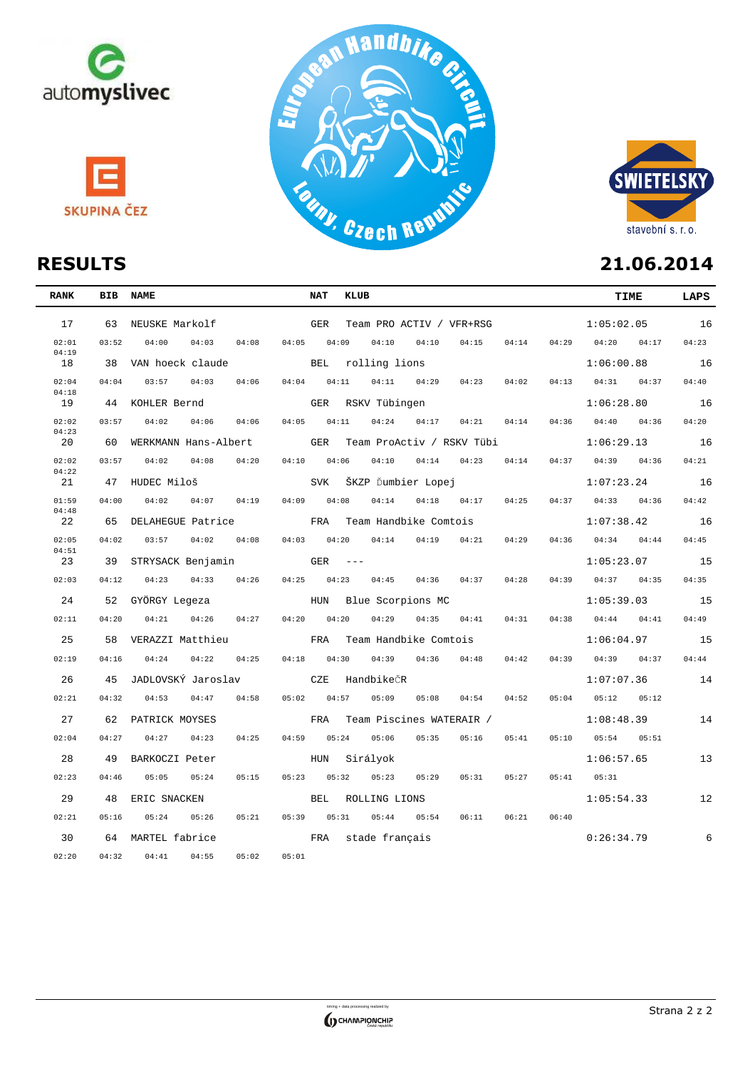## RESULTS

## 21.06.2014

| RANK | BIB | NAME | NAT | KLUB | TIME | LAPS |
|---|---|---|---|---|---|---|
| 17 | 63 | NEUSKE Markolf | GER | Team PRO ACTIV / VFR+RSG | 1:05:02.05 | 16 |
| 02:01 03:52 04:00 04:03 04:08 04:05 04:09 04:10 04:10 04:15 04:14 04:29 04:20 04:17 04:23 04:19 | | | | | | |
| 18 | 38 | VAN hoeck claude | BEL | rolling lions | 1:06:00.88 | 16 |
| 02:04 04:04 03:57 04:03 04:06 04:04 04:11 04:11 04:29 04:23 04:02 04:13 04:31 04:37 04:40 04:18 | | | | | | |
| 19 | 44 | KOHLER Bernd | GER | RSKV Tübingen | 1:06:28.80 | 16 |
| 02:02 03:57 04:02 04:06 04:06 04:05 04:11 04:24 04:17 04:21 04:14 04:36 04:40 04:36 04:20 04:23 | | | | | | |
| 20 | 60 | WERKMANN Hans-Albert | GER | Team ProActiv / RSKV Tübi | 1:06:29.13 | 16 |
| 02:02 03:57 04:02 04:08 04:20 04:10 04:06 04:10 04:14 04:23 04:14 04:37 04:39 04:36 04:21 04:22 | | | | | | |
| 21 | 47 | HUDEC Miloš | SVK | ŠKZP Ďumbier Lopej | 1:07:23.24 | 16 |
| 01:59 04:00 04:02 04:07 04:19 04:09 04:08 04:14 04:18 04:17 04:25 04:37 04:33 04:36 04:42 04:48 | | | | | | |
| 22 | 65 | DELAHEGUE Patrice | FRA | Team Handbike Comtois | 1:07:38.42 | 16 |
| 02:05 04:02 03:57 04:02 04:08 04:03 04:20 04:14 04:19 04:21 04:29 04:36 04:34 04:44 04:45 04:51 | | | | | | |
| 23 | 39 | STRYSACK Benjamin | GER | --- | 1:05:23.07 | 15 |
| 02:03 04:12 04:23 04:33 04:26 04:25 04:23 04:45 04:36 04:37 04:28 04:39 04:37 04:35 04:35 | | | | | | |
| 24 | 52 | GYÖRGY Legeza | HUN | Blue Scorpions MC | 1:05:39.03 | 15 |
| 02:11 04:20 04:21 04:26 04:27 04:20 04:20 04:29 04:35 04:41 04:31 04:38 04:44 04:41 04:49 | | | | | | |
| 25 | 58 | VERAZZI Matthieu | FRA | Team Handbike Comtois | 1:06:04.97 | 15 |
| 02:19 04:16 04:24 04:22 04:25 04:18 04:30 04:39 04:36 04:48 04:42 04:39 04:39 04:37 04:44 | | | | | | |
| 26 | 45 | JADLOVSKÝ Jaroslav | CZE | HandbikeČR | 1:07:07.36 | 14 |
| 02:21 04:32 04:53 04:47 04:58 05:02 04:57 05:09 05:08 04:54 04:52 05:04 05:12 05:12 | | | | | | |
| 27 | 62 | PATRICK MOYSES | FRA | Team Piscines WATERAIR / | 1:08:48.39 | 14 |
| 02:04 04:27 04:27 04:23 04:25 04:59 05:24 05:06 05:35 05:16 05:41 05:10 05:54 05:51 | | | | | | |
| 28 | 49 | BARKOCZI Peter | HUN | Sirályok | 1:06:57.65 | 13 |
| 02:23 04:46 05:05 05:24 05:15 05:23 05:32 05:23 05:29 05:31 05:27 05:41 05:31 | | | | | | |
| 29 | 48 | ERIC SNACKEN | BEL | ROLLING LIONS | 1:05:54.33 | 12 |
| 02:21 05:16 05:24 05:26 05:21 05:39 05:31 05:44 05:54 06:11 06:21 06:40 | | | | | | |
| 30 | 64 | MARTEL fabrice | FRA | stade français | 0:26:34.79 | 6 |
| 02:20 04:32 04:41 04:55 05:02 05:01 | | | | | | |

timing + data processing realized by CHAMPIONCHIP